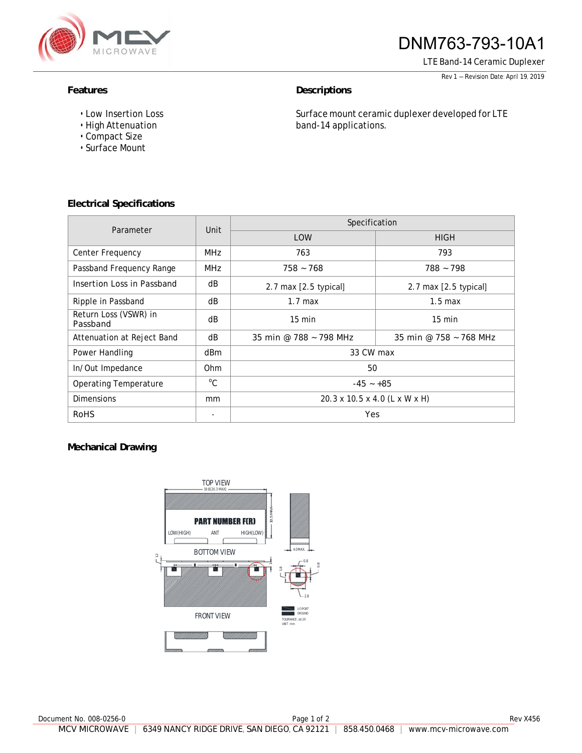# DNM763-793-10A1

LTE Band-14 Ceramic Duplexer

Rev 1 – Revision Date: April 19, 2019

## Features

- Low Insertion Loss
- High Attenuation
- Compact Size
- Surface Mount

## Descriptions

Surface mount ceramic duplexer developed for LTE band-14 applications.

## Electrical Specifications

| Parameter | Unit | Specification | |
|---|---|---|---|
| | | LOW | HIGH |
| Center Frequency | MHz | 763 | 793 |
| Passband Frequency Range | MHz | 758 ~ 768 | 788 ~ 798 |
| Insertion Loss in Passband | dB | 2.7 max [2.5 typical] | 2.7 max [2.5 typical] |
| Ripple in Passband | dB | 1.7 max | 1.5 max |
| Return Loss (VSWR) in Passband | dB | 15 min | 15 min |
| Attenuation at Reject Band | dB | 35 min @ 788 ~ 798 MHz | 35 min @ 758 ~ 768 MHz |
| Power Handling | dBm | 33 CW max | |
| In/Out Impedance | Ohm | 50 | |
| Operating Temperature | °C | -45 ~ +85 | |
| Dimensions | mm | 20.3 x 10.5 x 4.0 (L x W x H) | |
| RoHS | - | Yes | |

## Mechanical Drawing

TOP VIEW

19.8[20.3 MAX]

10.5 MAX

PART NUMBER F(R)

LOW(HIGH) ANT HIGH(LOW)

4.0 MAX.

BOTTOM VIEW

1.2

1

0.8

1.8

0.8

2.8

I/O PORT

GROUND

TOLERANCE : ±0.20

UNIT : mm

FRONT VIEW

Document No. 008-0256-0

Rev X456

MCV MICROWAVE | 6349 NANCY RIDGE DRIVE, SAN DIEGO, CA 92121 | 858.450.0468 | www.mcv-microwave.com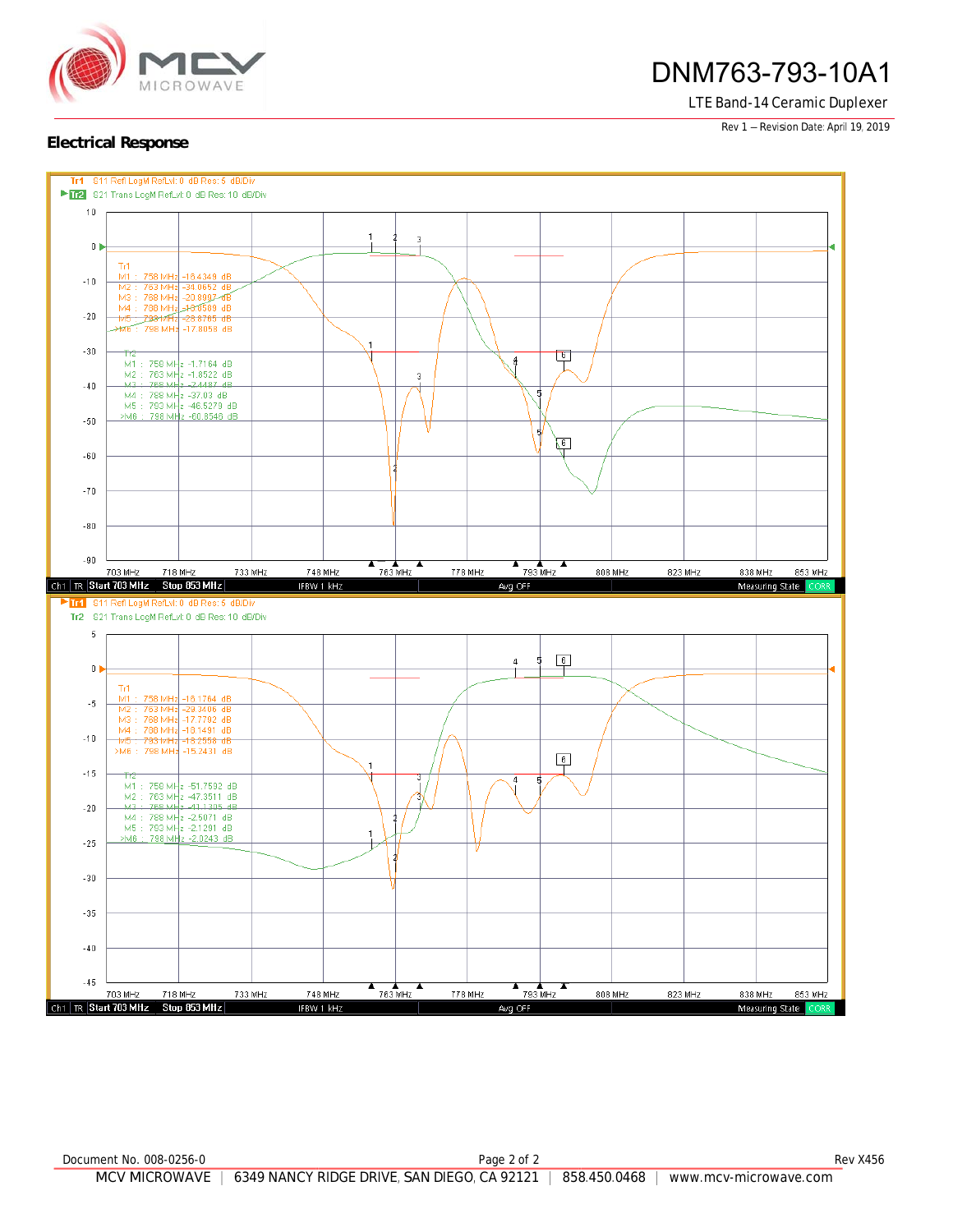## Electrical Response

Tr1 S11 Refl LogM RefLvl: 0 dB Res: 5 dB/Div
Tr2 S21 Trans LogM RefLvl: 0 dB Res: 10 dB/Div

Tr1
M1 : 758 MHz -16.4349 dB
M2 : 763 MHz -34.0652 dB
M3 : 768 MHz -20.8997 dB
M4 : 788 MHz -18.0589 dB
M5 : 793 MHz -28.8765 dB
>M6 : 798 MHz -17.8058 dB

Tr2
M1 : 758 MHz -1.7164 dB
M2 : 763 MHz -1.8522 dB
M3 : 768 MHz -2.4487 dB
M4 : 788 MHz -37.03 dB
M5 : 793 MHz -46.5279 dB
>M6 : 798 MHz -60.8546 dB

10
0
-10
-20
-30
-40
-50
-60
-70
-80
-90

703 MHz 718 MHz 733 MHz 748 MHz 763 MHz 778 MHz 793 MHz 808 MHz 823 MHz 838 MHz 853 MHz

Ch1 TR Start 703 MHz Stop 853 MHz IFBW 1 kHz Avg OFF Measuring State CORR

Tr1 S11 Refl LogM RefLvl: 0 dB Res: 5 dB/Div
Tr2 S21 Trans LogM RefLvl: 0 dB Res: 10 dB/Div

Tr1
M1 : 758 MHz -16.1764 dB
M2 : 763 MHz -29.3406 dB
M3 : 768 MHz -17.7792 dB
M4 : 788 MHz -18.1491 dB
M5 : 793 MHz -18.2558 dB
>M6 : 798 MHz -15.2431 dB

Tr2
M1 : 758 MHz -51.7592 dB
M2 : 763 MHz -47.3511 dB
M3 : 768 MHz -41.1305 dB
M4 : 788 MHz -2.5071 dB
M5 : 793 MHz -2.1291 dB
>M6 : 798 MHz -2.0243 dB

5
0
-5
-10
-15
-20
-25
-30
-35
-40
-45

703 MHz 718 MHz 733 MHz 748 MHz 763 MHz 778 MHz 793 MHz 808 MHz 823 MHz 838 MHz 853 MHz

Ch1 TR Start 703 MHz Stop 853 MHz IFBW 1 kHz Avg OFF Measuring State CORR